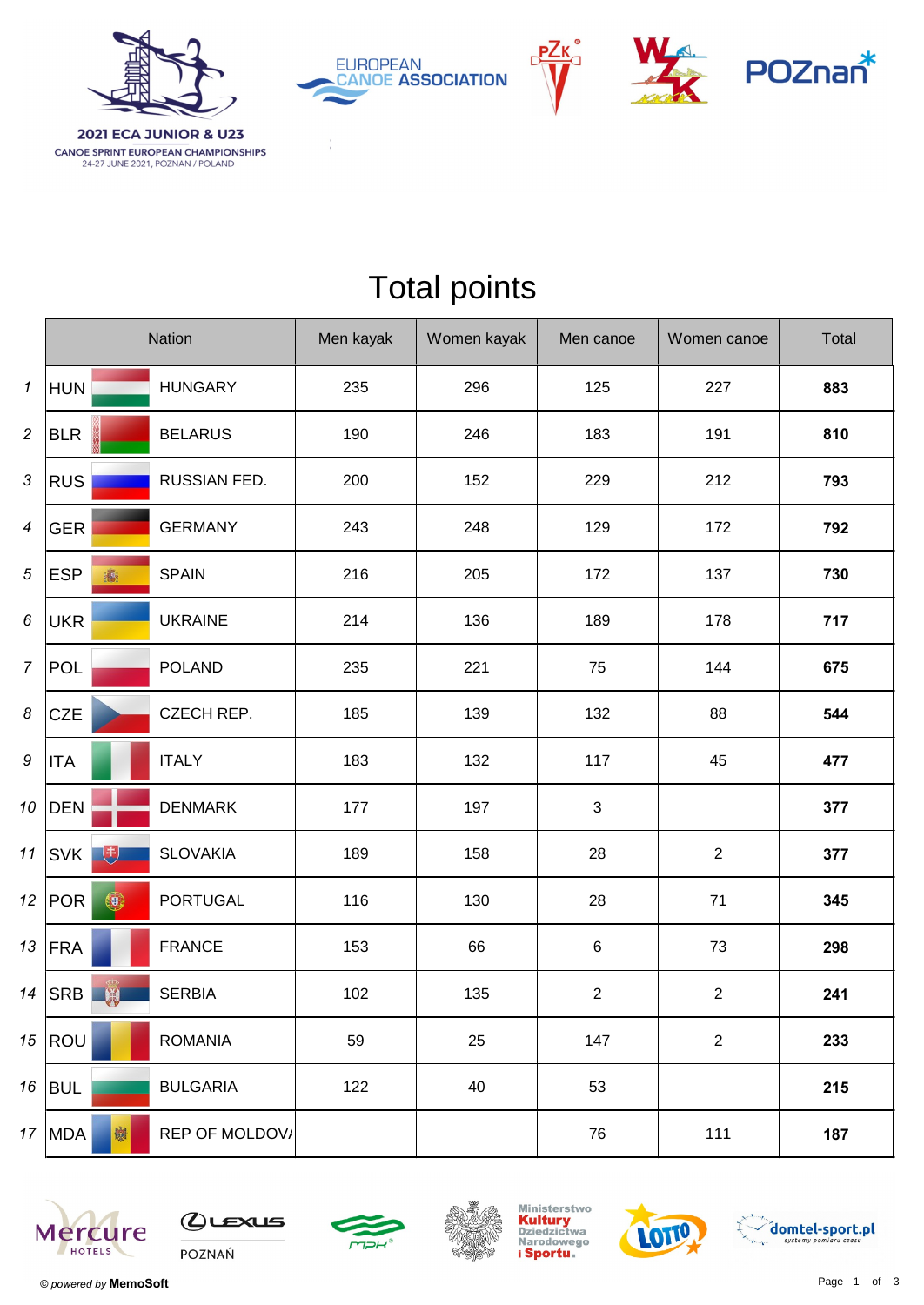2021 ECA JUNIOR & U23
CANOE SPRINT EUROPEAN CHAMPIONSHIPS
24-27 JUNE 2021, POZNAN / POLAND

# Total points

| | Nation | | Men kayak | Women kayak | Men canoe | Women canoe | Total |
|---|---|---|---|---|---|---|---|
| 1 | HUN | HUNGARY | 235 | 296 | 125 | 227 | **883** |
| 2 | BLR | BELARUS | 190 | 246 | 183 | 191 | **810** |
| 3 | RUS | RUSSIAN FED. | 200 | 152 | 229 | 212 | **793** |
| 4 | GER | GERMANY | 243 | 248 | 129 | 172 | **792** |
| 5 | ESP | SPAIN | 216 | 205 | 172 | 137 | **730** |
| 6 | UKR | UKRAINE | 214 | 136 | 189 | 178 | **717** |
| 7 | POL | POLAND | 235 | 221 | 75 | 144 | **675** |
| 8 | CZE | CZECH REP. | 185 | 139 | 132 | 88 | **544** |
| 9 | ITA | ITALY | 183 | 132 | 117 | 45 | **477** |
| 10 | DEN | DENMARK | 177 | 197 | 3 | | **377** |
| 11 | SVK | SLOVAKIA | 189 | 158 | 28 | 2 | **377** |
| 12 | POR | PORTUGAL | 116 | 130 | 28 | 71 | **345** |
| 13 | FRA | FRANCE | 153 | 66 | 6 | 73 | **298** |
| 14 | SRB | SERBIA | 102 | 135 | 2 | 2 | **241** |
| 15 | ROU | ROMANIA | 59 | 25 | 147 | 2 | **233** |
| 16 | BUL | BULGARIA | 122 | 40 | 53 | | **215** |
| 17 | MDA | REP OF MOLDOV/ | | | 76 | 111 | **187** |

*© powered by* **MemoSoft**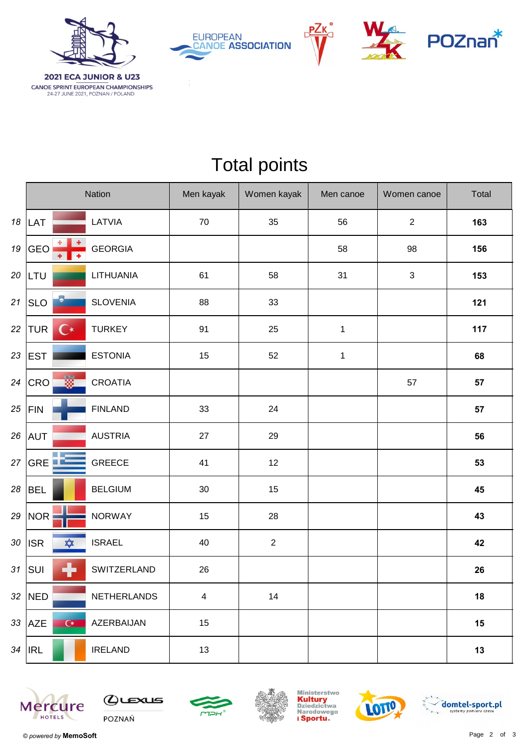2021 ECA JUNIOR & U23
CANOE SPRINT EUROPEAN CHAMPIONSHIPS
24-27 JUNE 2021, POZNAN / POLAND

# Total points

| | Nation | | Men kayak | Women kayak | Men canoe | Women canoe | Total |
|---|---|---|---|---|---|---|---|
| 18 | LAT | LATVIA | 70 | 35 | 56 | 2 | **163** |
| 19 | GEO | GEORGIA | | | 58 | 98 | **156** |
| 20 | LTU | LITHUANIA | 61 | 58 | 31 | 3 | **153** |
| 21 | SLO | SLOVENIA | 88 | 33 | | | **121** |
| 22 | TUR | TURKEY | 91 | 25 | 1 | | **117** |
| 23 | EST | ESTONIA | 15 | 52 | 1 | | **68** |
| 24 | CRO | CROATIA | | | | 57 | **57** |
| 25 | FIN | FINLAND | 33 | 24 | | | **57** |
| 26 | AUT | AUSTRIA | 27 | 29 | | | **56** |
| 27 | GRE | GREECE | 41 | 12 | | | **53** |
| 28 | BEL | BELGIUM | 30 | 15 | | | **45** |
| 29 | NOR | NORWAY | 15 | 28 | | | **43** |
| 30 | ISR | ISRAEL | 40 | 2 | | | **42** |
| 31 | SUI | SWITZERLAND | 26 | | | | **26** |
| 32 | NED | NETHERLANDS | 4 | 14 | | | **18** |
| 33 | AZE | AZERBAIJAN | 15 | | | | **15** |
| 34 | IRL | IRELAND | 13 | | | | **13** |

© *powered by* **MemoSoft**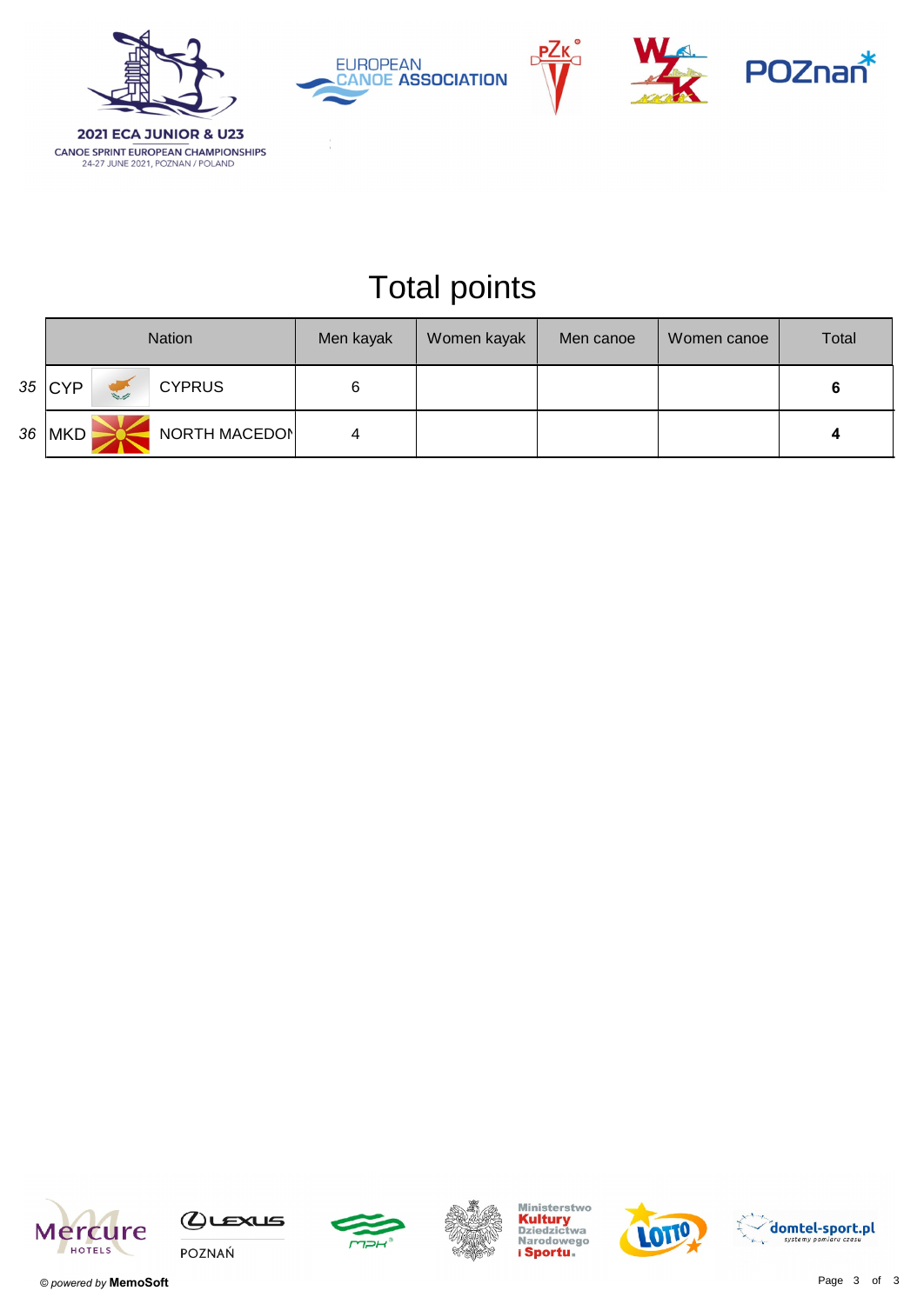2021 ECA JUNIOR & U23
CANOE SPRINT EUROPEAN CHAMPIONSHIPS
24-27 JUNE 2021, POZNAN / POLAND

# Total points

| | Nation | | | Men kayak | Women kayak | Men canoe | Women canoe | Total |
|---|---|---|---|---|---|---|---|---|
| 35 | CYP | | CYPRUS | 6 | | | | **6** |
| 36 | MKD | | NORTH MACEDON | 4 | | | | **4** |

© *powered by* **MemoSoft**